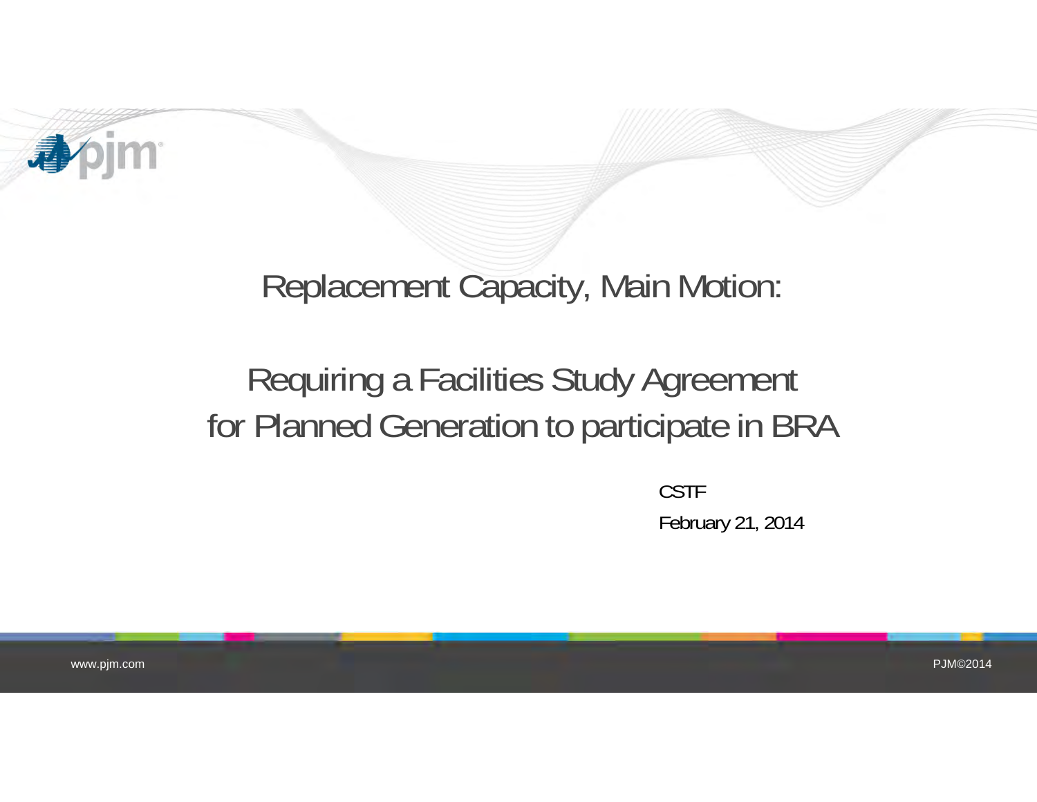# Replacement Capacity, Main Motion:

## Requiring a Facilities Study Agreement for Planned Generation to participate in BRA

CSTF

February 21, 2014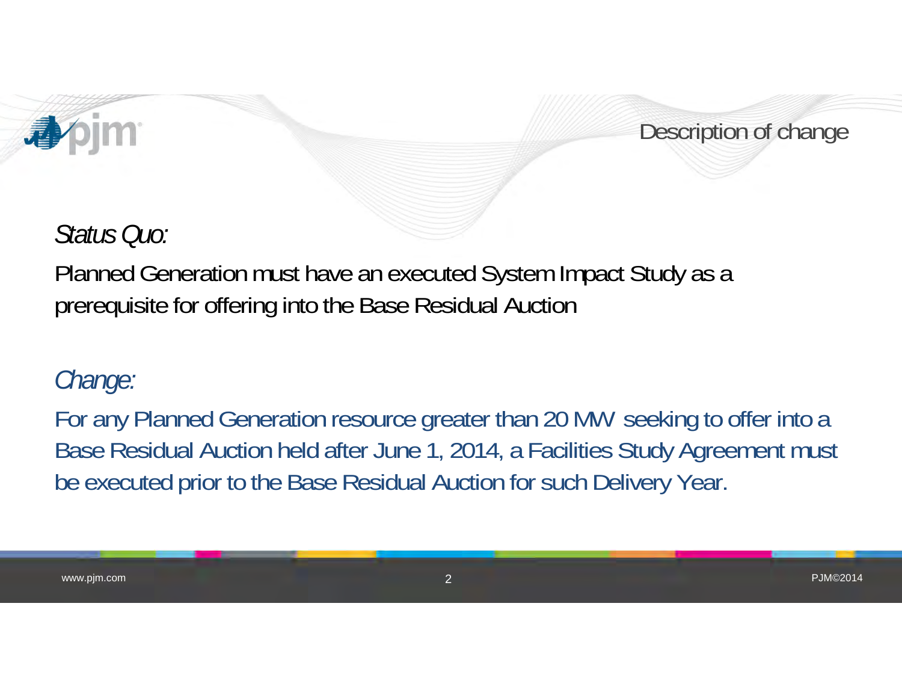# Description of change

*Status Quo:*

Planned Generation must have an executed System Impact Study as a prerequisite for offering into the Base Residual Auction

*Change:*

For any Planned Generation resource greater than 20 MW seeking to offer into a Base Residual Auction held after June 1, 2014, a Facilities Study Agreement must be executed prior to the Base Residual Auction for such Delivery Year.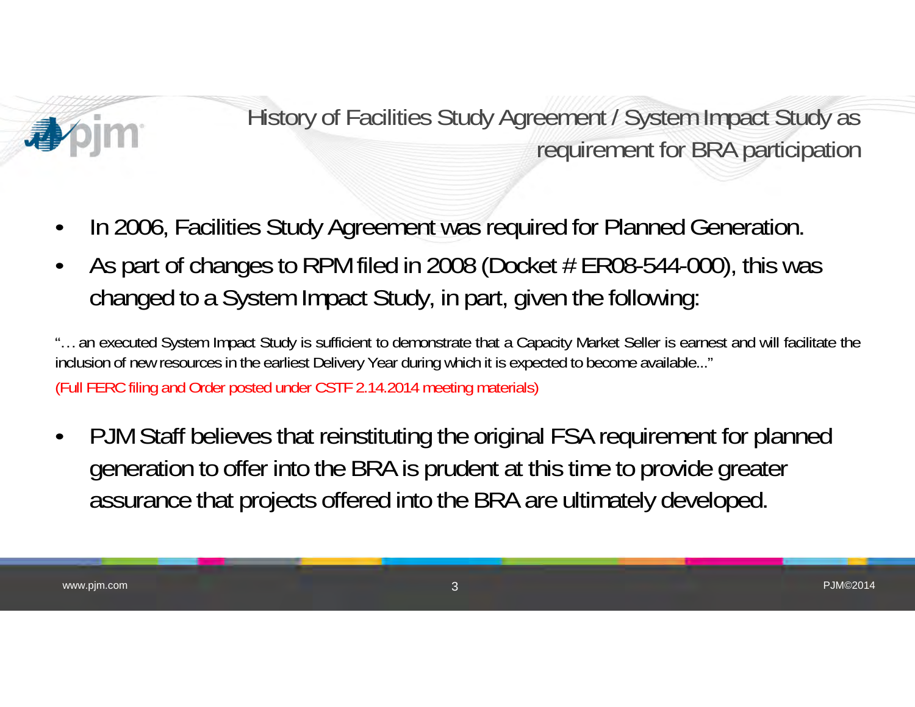# History of Facilities Study Agreement / System Impact Study as requirement for BRA participation

- In 2006, Facilities Study Agreement was required for Planned Generation.
- As part of changes to RPM filed in 2008 (Docket # ER08-544-000), this was changed to a System Impact Study, in part, given the following:

"… an executed System Impact Study is sufficient to demonstrate that a Capacity Market Seller is earnest and will facilitate the inclusion of new resources in the earliest Delivery Year during which it is expected to become available..."

(Full FERC filing and Order posted under CSTF 2.14.2014 meeting materials)

- PJM Staff believes that reinstituting the original FSA requirement for planned generation to offer into the BRA is prudent at this time to provide greater assurance that projects offered into the BRA are ultimately developed.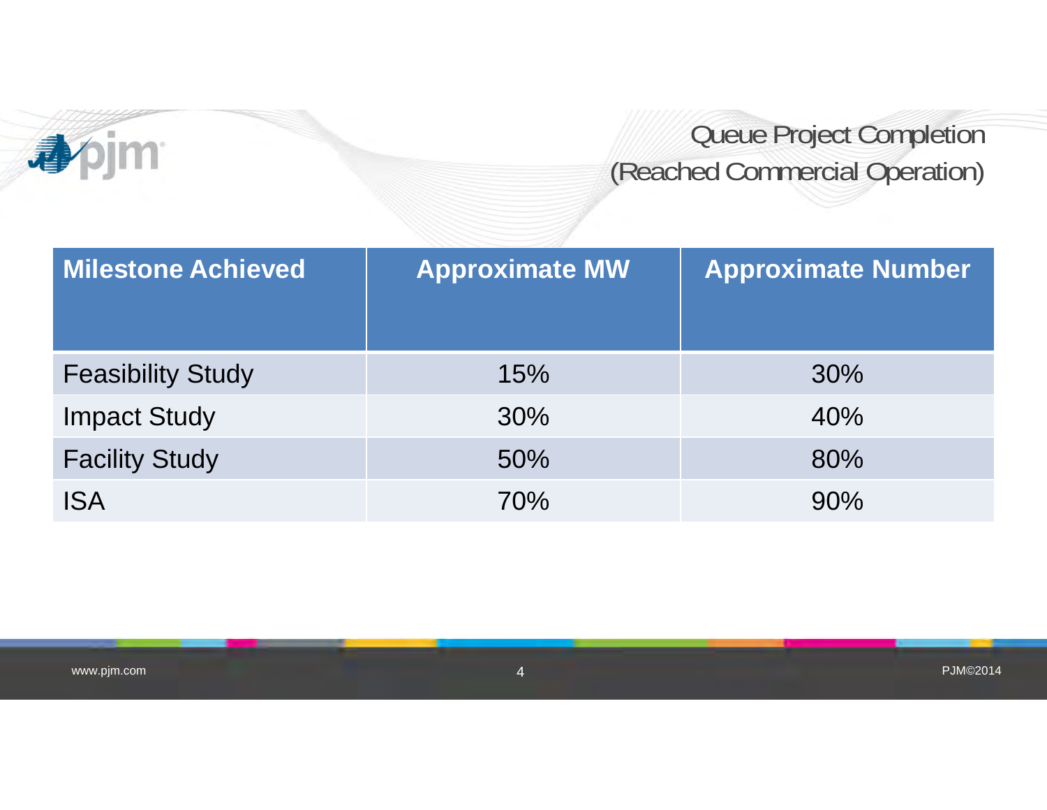# Queue Project Completion (Reached Commercial Operation)

| Milestone Achieved | Approximate MW | Approximate Number |
|---|---|---|
| Feasibility Study | 15% | 30% |
| Impact Study | 30% | 40% |
| Facility Study | 50% | 80% |
| ISA | 70% | 90% |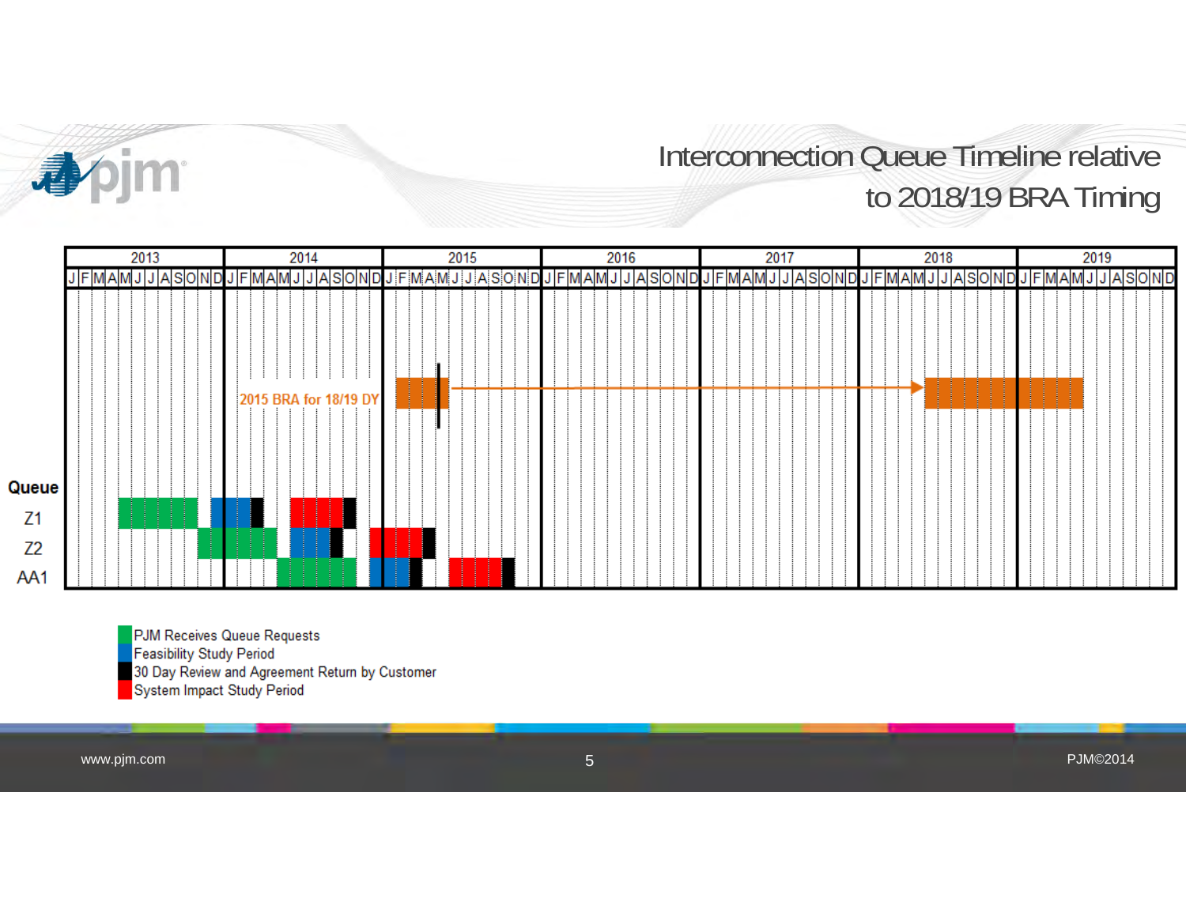# Interconnection Queue Timeline relative to 2018/19 BRA Timing

2013
2014
2015
2016
2017
2018
2019

J F M A M J J A S O N D J F M A M J J A S O N D J F M A M J J A S O N D J F M A M J J A S O N D J F M A M J J A S O N D J F M A M J J A S O N D J F M A M J J A S O N D

2015 BRA for 18/19 DY

Queue
Z1
Z2
AA1

PJM Receives Queue Requests
Feasibility Study Period
30 Day Review and Agreement Return by Customer
System Impact Study Period

www.pjm.com

PJM©2014